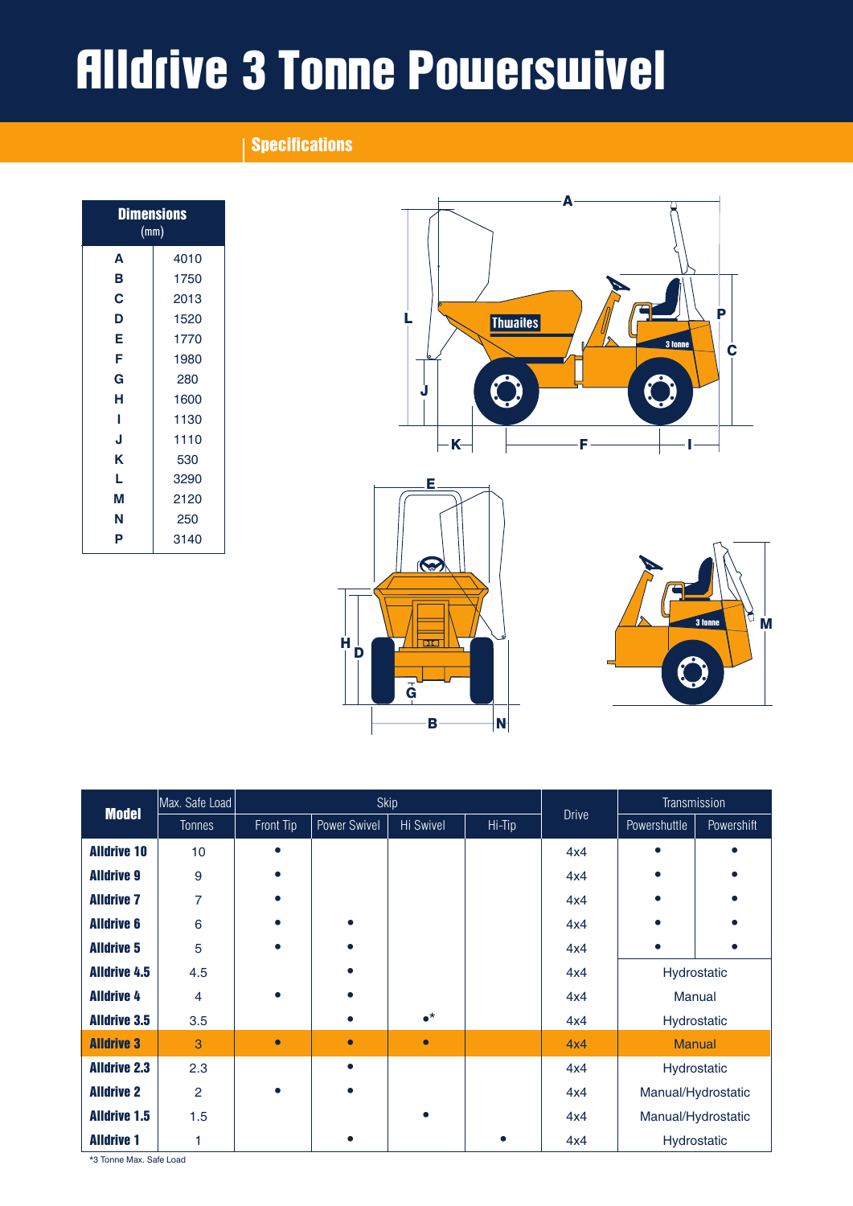# Alldrive 3 Tonne Powerswivel

## Specifications

| Dimensions (mm) | |
|---|---|
| A | 4010 |
| B | 1750 |
| C | 2013 |
| D | 1520 |
| E | 1770 |
| F | 1980 |
| G | 280 |
| H | 1600 |
| I | 1130 |
| J | 1110 |
| K | 530 |
| L | 3290 |
| M | 2120 |
| N | 250 |
| P | 3140 |

| Model | Max. Safe Load | Skip | | | | Drive | Transmission | |
|---|---|---|---|---|---|---|---|---|
| | Tonnes | Front Tip | Power Swivel | Hi Swivel | Hi-Tip | | Powershuttle | Powershift |
| Alldrive 10 | 10 | • | | | | 4x4 | • | • |
| Alldrive 9 | 9 | • | | | | 4x4 | • | • |
| Alldrive 7 | 7 | • | | | | 4x4 | • | • |
| Alldrive 6 | 6 | • | • | | | 4x4 | • | • |
| Alldrive 5 | 5 | • | • | | | 4x4 | • | • |
| Alldrive 4.5 | 4.5 | | • | | | 4x4 | Hydrostatic | |
| Alldrive 4 | 4 | • | • | | | 4x4 | Manual | |
| Alldrive 3.5 | 3.5 | | • | •* | | 4x4 | Hydrostatic | |
| **Alldrive 3** | 3 | • | • | • | | 4x4 | Manual | |
| Alldrive 2.3 | 2.3 | | • | | | 4x4 | Hydrostatic | |
| Alldrive 2 | 2 | • | • | | | 4x4 | Manual/Hydrostatic | |
| Alldrive 1.5 | 1.5 | | | • | | 4x4 | Manual/Hydrostatic | |
| Alldrive 1 | 1 | | • | | • | 4x4 | Hydrostatic | |

*3 Tonne Max. Safe Load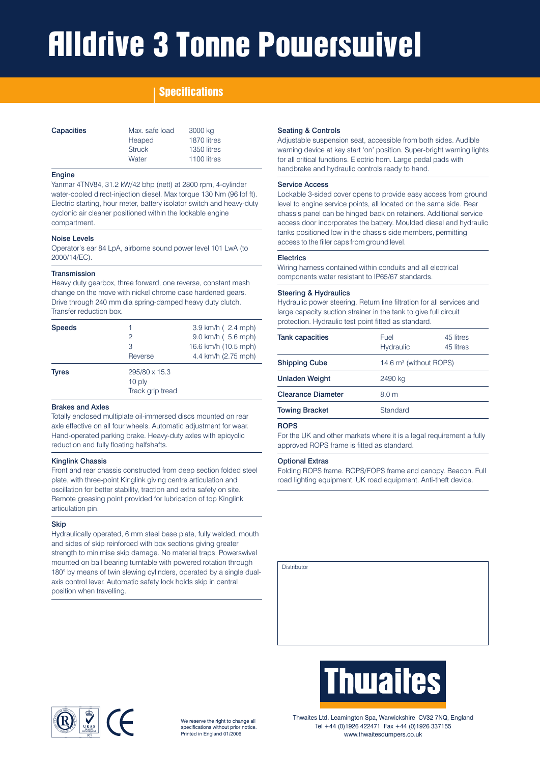# Alldrive 3 Tonne Powerswivel

## Specifications

| | | |
|---|---|---|
| **Capacities** | Max. safe load | 3000 kg |
| | Heaped | 1870 litres |
| | Struck | 1350 litres |
| | Water | 1100 litres |

### Engine

Yanmar 4TNV84, 31.2 kW/42 bhp (nett) at 2800 rpm, 4-cylinder water-cooled direct-injection diesel. Max torque 130 Nm (96 lbf ft). Electric starting, hour meter, battery isolator switch and heavy-duty cyclonic air cleaner positioned within the lockable engine compartment.

### Noise Levels

Operator's ear 84 LpA, airborne sound power level 101 LwA (to 2000/14/EC).

### Transmission

Heavy duty gearbox, three forward, one reverse, constant mesh change on the move with nickel chrome case hardened gears. Drive through 240 mm dia spring-damped heavy duty clutch. Transfer reduction box.

| | | |
|---|---|---|
| **Speeds** | 1 | 3.9 km/h ( 2.4 mph) |
| | 2 | 9.0 km/h ( 5.6 mph) |
| | 3 | 16.6 km/h (10.5 mph) |
| | Reverse | 4.4 km/h (2.75 mph) |
| **Tyres** | 295/80 x 15.3 | |
| | 10 ply | |
| | Track grip tread | |

### Brakes and Axles

Totally enclosed multiplate oil-immersed discs mounted on rear axle effective on all four wheels. Automatic adjustment for wear. Hand-operated parking brake. Heavy-duty axles with epicyclic reduction and fully floating halfshafts.

### Kinglink Chassis

Front and rear chassis constructed from deep section folded steel plate, with three-point Kinglink giving centre articulation and oscillation for better stability, traction and extra safety on site. Remote greasing point provided for lubrication of top Kinglink articulation pin.

### Skip

Hydraulically operated, 6 mm steel base plate, fully welded, mouth and sides of skip reinforced with box sections giving greater strength to minimise skip damage. No material traps. Powerswivel mounted on ball bearing turntable with powered rotation through 180° by means of twin slewing cylinders, operated by a single dual-axis control lever. Automatic safety lock holds skip in central position when travelling.

### Seating & Controls

Adjustable suspension seat, accessible from both sides. Audible warning device at key start 'on' position. Super-bright warning lights for all critical functions. Electric horn. Large pedal pads with handbrake and hydraulic controls ready to hand.

### Service Access

Lockable 3-sided cover opens to provide easy access from ground level to engine service points, all located on the same side. Rear chassis panel can be hinged back on retainers. Additional service access door incorporates the battery. Moulded diesel and hydraulic tanks positioned low in the chassis side members, permitting access to the filler caps from ground level.

### Electrics

Wiring harness contained within conduits and all electrical components water resistant to IP65/67 standards.

### Steering & Hydraulics

Hydraulic power steering. Return line filtration for all services and large capacity suction strainer in the tank to give full circuit protection. Hydraulic test point fitted as standard.

| | | |
|---|---|---|
| **Tank capacities** | Fuel | 45 litres |
| | Hydraulic | 45 litres |
| **Shipping Cube** | 14.6 m³ (without ROPS) | |
| **Unladen Weight** | 2490 kg | |
| **Clearance Diameter** | 8.0 m | |
| **Towing Bracket** | Standard | |

### ROPS

For the UK and other markets where it is a legal requirement a fully approved ROPS frame is fitted as standard.

### Optional Extras

Folding ROPS frame. ROPS/FOPS frame and canopy. Beacon. Full road lighting equipment. UK road equipment. Anti-theft device.

Distributor

We reserve the right to change all specifications without prior notice.
Printed in England 01/2006

**Thwaites**

Thwaites Ltd. Leamington Spa, Warwickshire CV32 7NQ, England
Tel +44 (0)1926 422471 Fax +44 (0)1926 337155
www.thwaitesdumpers.co.uk